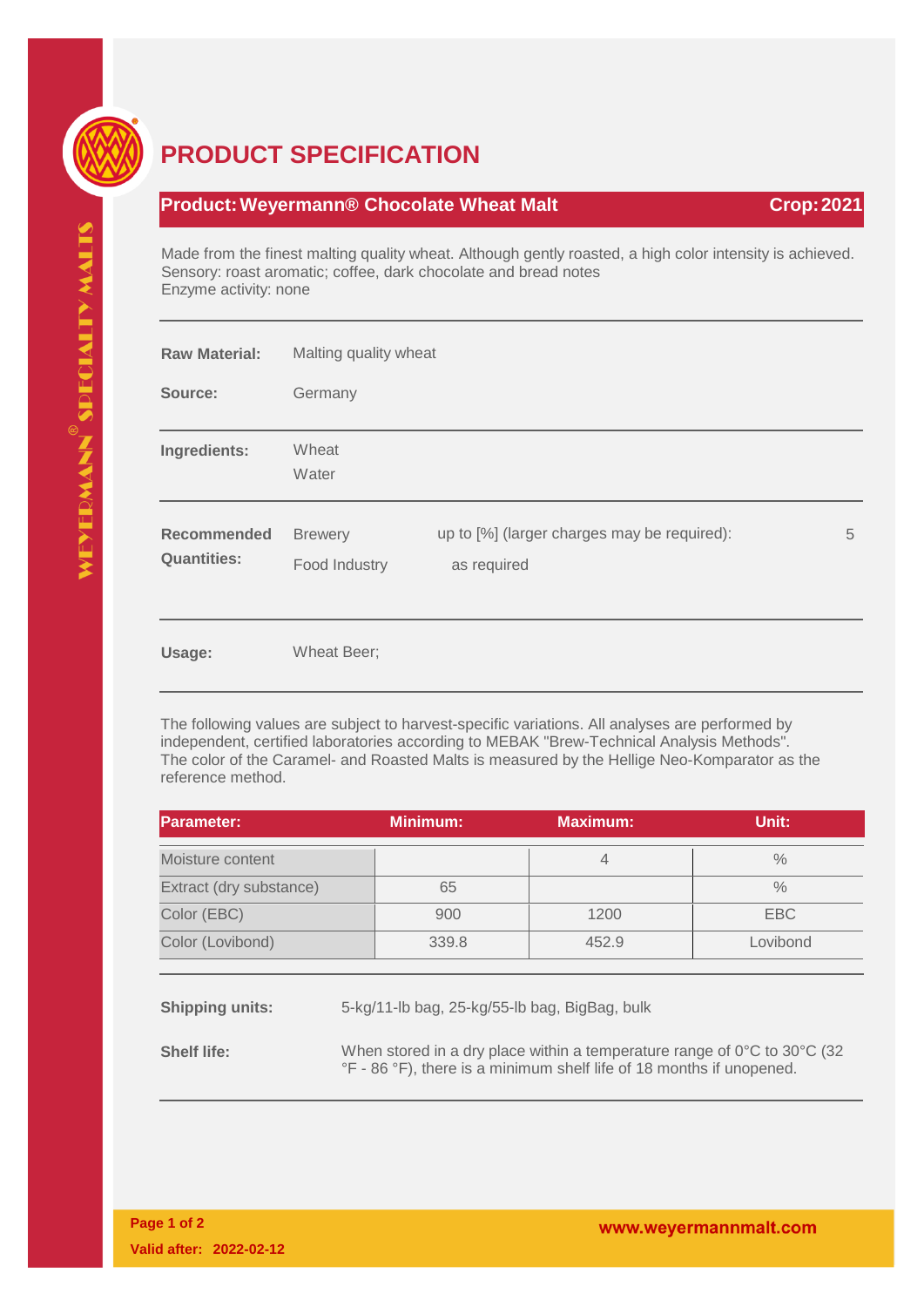# PRODUCT SPECIFICATION

**Product: Weyermann® Chocolate Wheat Malt** **Crop: 2021**

Made from the finest malting quality wheat. Although gently roasted, a high color intensity is achieved.
Sensory: roast aromatic; coffee, dark chocolate and bread notes
Enzyme activity: none

**Raw Material:** Malting quality wheat

**Source:** Germany

**Ingredients:** Wheat
Water

**Recommended Quantities:**

| | | |
|---|---|---|
| Brewery | up to [%] (larger charges may be required): | 5 |
| Food Industry | as required | |

**Usage:** Wheat Beer;

The following values are subject to harvest-specific variations. All analyses are performed by independent, certified laboratories according to MEBAK "Brew-Technical Analysis Methods". The color of the Caramel- and Roasted Malts is measured by the Hellige Neo-Komparator as the reference method.

| Parameter: | Minimum: | Maximum: | Unit: |
|---|---|---|---|
| Moisture content | | 4 | % |
| Extract (dry substance) | 65 | | % |
| Color (EBC) | 900 | 1200 | EBC |
| Color (Lovibond) | 339.8 | 452.9 | Lovibond |

**Shipping units:** 5-kg/11-lb bag, 25-kg/55-lb bag, BigBag, bulk

**Shelf life:** When stored in a dry place within a temperature range of 0°C to 30°C (32 °F - 86 °F), there is a minimum shelf life of 18 months if unopened.

**Valid after: 2022-02-12**

**www.weyermannmalt.com**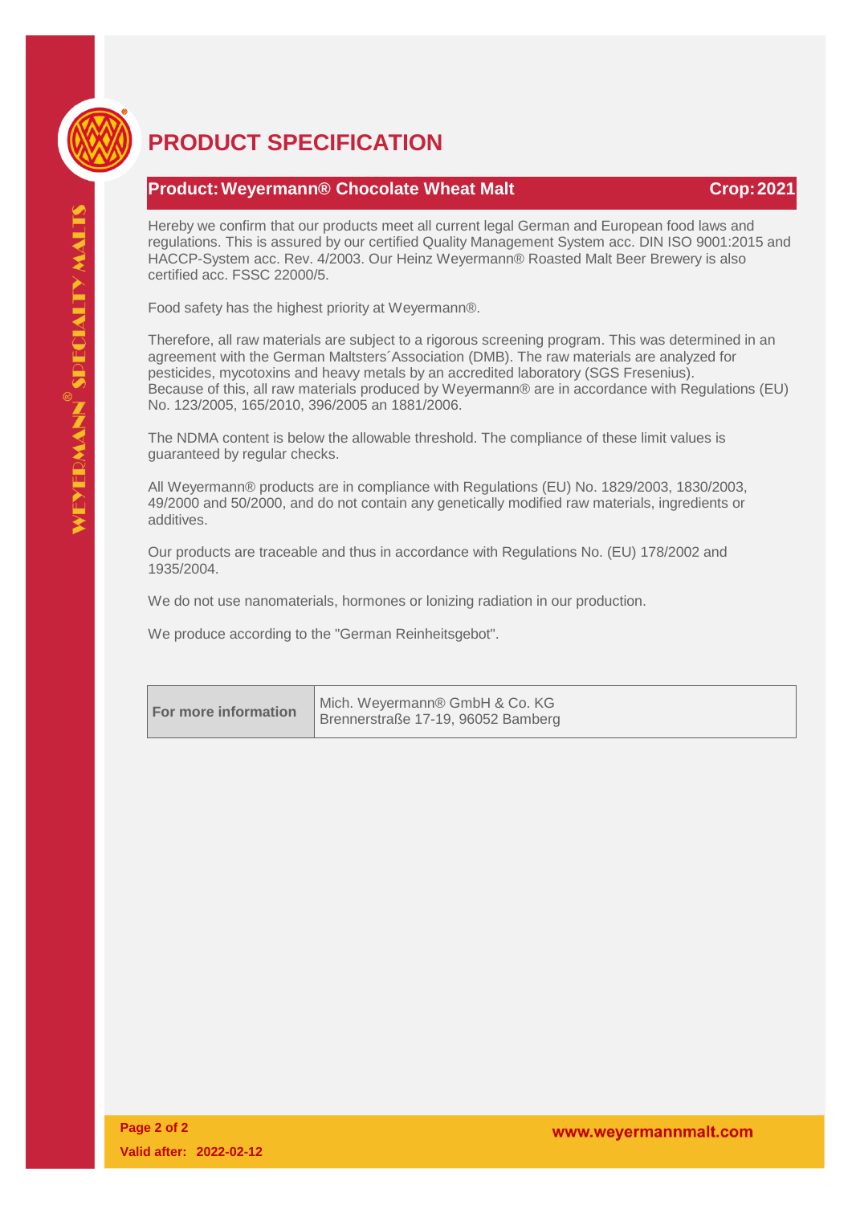# PRODUCT SPECIFICATION

**Product: Weyermann® Chocolate Wheat Malt** **Crop: 2021**

Hereby we confirm that our products meet all current legal German and European food laws and regulations. This is assured by our certified Quality Management System acc. DIN ISO 9001:2015 and HACCP-System acc. Rev. 4/2003. Our Heinz Weyermann® Roasted Malt Beer Brewery is also certified acc. FSSC 22000/5.

Food safety has the highest priority at Weyermann®.

Therefore, all raw materials are subject to a rigorous screening program. This was determined in an agreement with the German Maltsters´Association (DMB). The raw materials are analyzed for pesticides, mycotoxins and heavy metals by an accredited laboratory (SGS Fresenius). Because of this, all raw materials produced by Weyermann® are in accordance with Regulations (EU) No. 123/2005, 165/2010, 396/2005 an 1881/2006.

The NDMA content is below the allowable threshold. The compliance of these limit values is guaranteed by regular checks.

All Weyermann® products are in compliance with Regulations (EU) No. 1829/2003, 1830/2003, 49/2000 and 50/2000, and do not contain any genetically modified raw materials, ingredients or additives.

Our products are traceable and thus in accordance with Regulations No. (EU) 178/2002 and 1935/2004.

We do not use nanomaterials, hormones or Ionizing radiation in our production.

We produce according to the "German Reinheitsgebot".

| | |
|---|---|
| **For more information** | Mich. Weyermann® GmbH & Co. KG<br>Brennerstraße 17-19, 96052 Bamberg |

**Valid after: 2022-02-12**

www.weyermannmalt.com